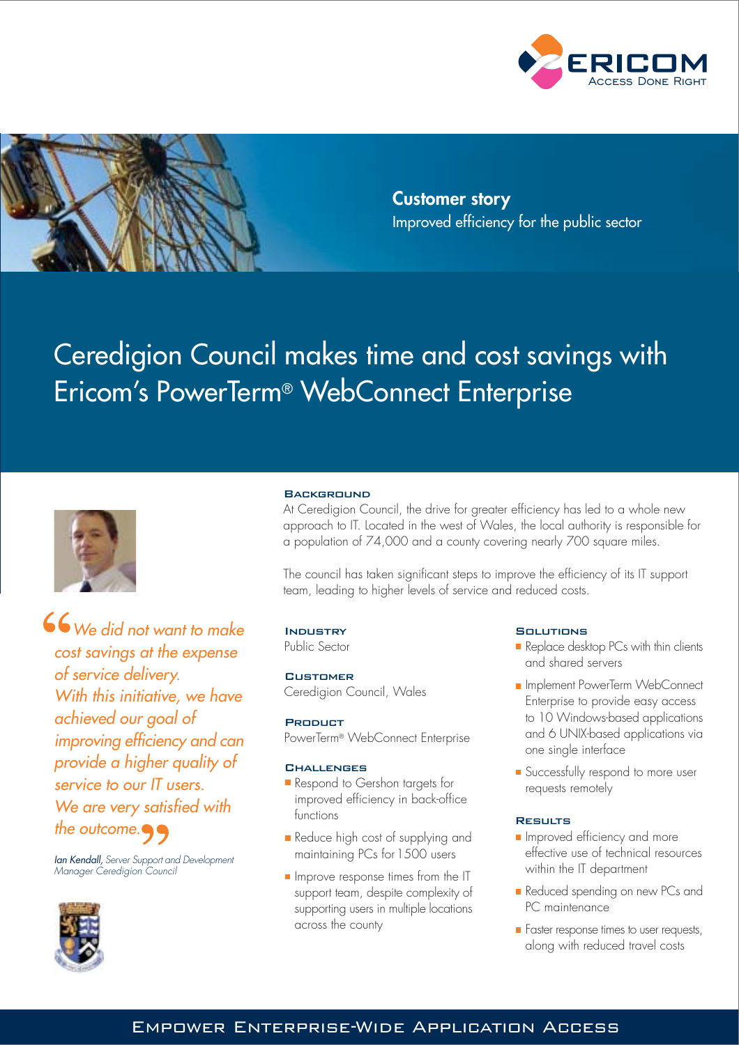ERICOM
ACCESS DONE RIGHT

**Customer story**
Improved efficiency for the public sector

# Ceredigion Council makes time and cost savings with Ericom's PowerTerm® WebConnect Enterprise

*"We did not want to make cost savings at the expense of service delivery. With this initiative, we have achieved our goal of improving efficiency and can provide a higher quality of service to our IT users. We are very satisfied with the outcome."*

*Ian Kendall, Server Support and Development Manager Ceredigion Council*

## Background

At Ceredigion Council, the drive for greater efficiency has led to a whole new approach to IT. Located in the west of Wales, the local authority is responsible for a population of 74,000 and a county covering nearly 700 square miles.

The council has taken significant steps to improve the efficiency of its IT support team, leading to higher levels of service and reduced costs.

## Industry

Public Sector

## Customer

Ceredigion Council, Wales

## Product

PowerTerm® WebConnect Enterprise

## Challenges

- Respond to Gershon targets for improved efficiency in back-office functions
- Reduce high cost of supplying and maintaining PCs for 1500 users
- Improve response times from the IT support team, despite complexity of supporting users in multiple locations across the county

## Solutions

- Replace desktop PCs with thin clients and shared servers
- Implement PowerTerm WebConnect Enterprise to provide easy access to 10 Windows-based applications and 6 UNIX-based applications via one single interface
- Successfully respond to more user requests remotely

## Results

- Improved efficiency and more effective use of technical resources within the IT department
- Reduced spending on new PCs and PC maintenance
- Faster response times to user requests, along with reduced travel costs

EMPOWER ENTERPRISE-WIDE APPLICATION ACCESS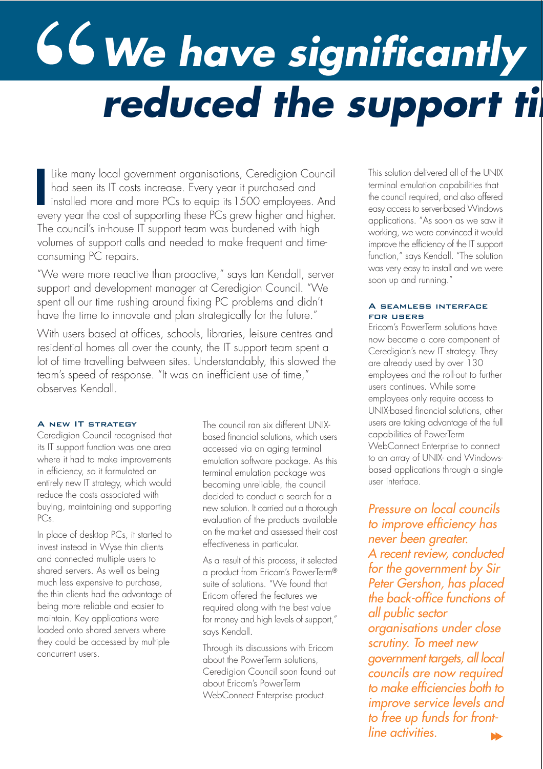# “We have significantly reduced the support ti

Like many local government organisations, Ceredigion Council had seen its IT costs increase. Every year it purchased and installed more and more PCs to equip its 1500 employees. And every year the cost of supporting these PCs grew higher and higher. The council's in-house IT support team was burdened with high volumes of support calls and needed to make frequent and time-consuming PC repairs.

"We were more reactive than proactive," says Ian Kendall, server support and development manager at Ceredigion Council. "We spent all our time rushing around fixing PC problems and didn't have the time to innovate and plan strategically for the future."

With users based at offices, schools, libraries, leisure centres and residential homes all over the county, the IT support team spent a lot of time travelling between sites. Understandably, this slowed the team's speed of response. "It was an inefficient use of time," observes Kendall.

### A new IT strategy

Ceredigion Council recognised that its IT support function was one area where it had to make improvements in efficiency, so it formulated an entirely new IT strategy, which would reduce the costs associated with buying, maintaining and supporting PCs.

In place of desktop PCs, it started to invest instead in Wyse thin clients and connected multiple users to shared servers. As well as being much less expensive to purchase, the thin clients had the advantage of being more reliable and easier to maintain. Key applications were loaded onto shared servers where they could be accessed by multiple concurrent users.

The council ran six different UNIX-based financial solutions, which users accessed via an aging terminal emulation software package. As this terminal emulation package was becoming unreliable, the council decided to conduct a search for a new solution. It carried out a thorough evaluation of the products available on the market and assessed their cost effectiveness in particular.

As a result of this process, it selected a product from Ericom's PowerTerm® suite of solutions. "We found that Ericom offered the features we required along with the best value for money and high levels of support," says Kendall.

Through its discussions with Ericom about the PowerTerm solutions, Ceredigion Council soon found out about Ericom's PowerTerm WebConnect Enterprise product.

This solution delivered all of the UNIX terminal emulation capabilities that the council required, and also offered easy access to server-based Windows applications. "As soon as we saw it working, we were convinced it would improve the efficiency of the IT support function," says Kendall. "The solution was very easy to install and we were soon up and running."

### A seamless interface for users

Ericom's PowerTerm solutions have now become a core component of Ceredigion's new IT strategy. They are already used by over 130 employees and the roll-out to further users continues. While some employees only require access to UNIX-based financial solutions, other users are taking advantage of the full capabilities of PowerTerm WebConnect Enterprise to connect to an array of UNIX- and Windows-based applications through a single user interface.

*Pressure on local councils to improve efficiency has never been greater. A recent review, conducted for the government by Sir Peter Gershon, has placed the back-office functions of all public sector organisations under close scrutiny. To meet new government targets, all local councils are now required to make efficiencies both to improve service levels and to free up funds for front-line activities.*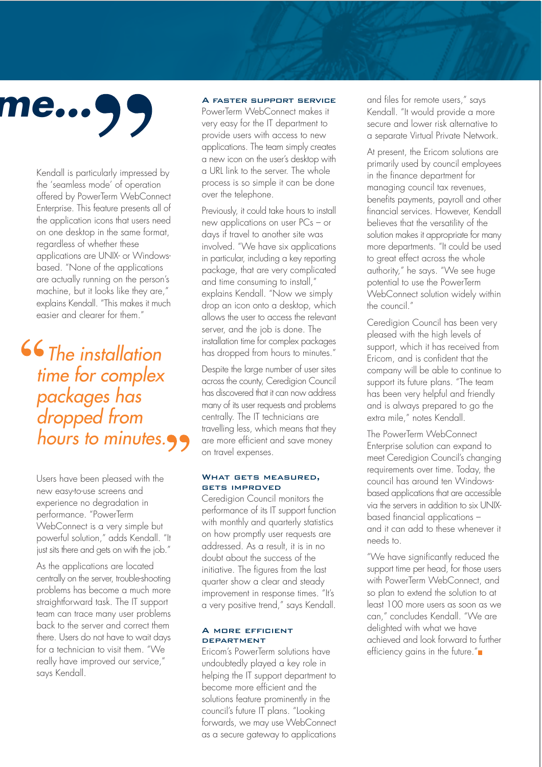*me...”*

Kendall is particularly impressed by the 'seamless mode' of operation offered by PowerTerm WebConnect Enterprise. This feature presents all of the application icons that users need on one desktop in the same format, regardless of whether these applications are UNIX- or Windows-based. "None of the applications are actually running on the person's machine, but it looks like they are," explains Kendall. "This makes it much easier and clearer for them."

> *"The installation time for complex packages has dropped from hours to minutes."*

Users have been pleased with the new easy-to-use screens and experience no degradation in performance. "PowerTerm WebConnect is a very simple but powerful solution," adds Kendall. "It just sits there and gets on with the job."

As the applications are located centrally on the server, trouble-shooting problems has become a much more straightforward task. The IT support team can trace many user problems back to the server and correct them there. Users do not have to wait days for a technician to visit them. "We really have improved our service," says Kendall.

### A faster support service

PowerTerm WebConnect makes it very easy for the IT department to provide users with access to new applications. The team simply creates a new icon on the user's desktop with a URL link to the server. The whole process is so simple it can be done over the telephone.

Previously, it could take hours to install new applications on user PCs – or days if travel to another site was involved. "We have six applications in particular, including a key reporting package, that are very complicated and time consuming to install," explains Kendall. "Now we simply drop an icon onto a desktop, which allows the user to access the relevant server, and the job is done. The installation time for complex packages has dropped from hours to minutes."

Despite the large number of user sites across the county, Ceredigion Council has discovered that it can now address many of its user requests and problems centrally. The IT technicians are travelling less, which means that they are more efficient and save money on travel expenses.

### What gets measured, gets improved

Ceredigion Council monitors the performance of its IT support function with monthly and quarterly statistics on how promptly user requests are addressed. As a result, it is in no doubt about the success of the initiative. The figures from the last quarter show a clear and steady improvement in response times. "It's a very positive trend," says Kendall.

### A more efficient department

Ericom's PowerTerm solutions have undoubtedly played a key role in helping the IT support department to become more efficient and the solutions feature prominently in the council's future IT plans. "Looking forwards, we may use WebConnect as a secure gateway to applications and files for remote users," says Kendall. "It would provide a more secure and lower risk alternative to a separate Virtual Private Network.

At present, the Ericom solutions are primarily used by council employees in the finance department for managing council tax revenues, benefits payments, payroll and other financial services. However, Kendall believes that the versatility of the solution makes it appropriate for many more departments. "It could be used to great effect across the whole authority," he says. "We see huge potential to use the PowerTerm WebConnect solution widely within the council."

Ceredigion Council has been very pleased with the high levels of support, which it has received from Ericom, and is confident that the company will be able to continue to support its future plans. "The team has been very helpful and friendly and is always prepared to go the extra mile," notes Kendall.

The PowerTerm WebConnect Enterprise solution can expand to meet Ceredigion Council's changing requirements over time. Today, the council has around ten Windows-based applications that are accessible via the servers in addition to six UNIX-based financial applications – and it can add to these whenever it needs to.

"We have significantly reduced the support time per head, for those users with PowerTerm WebConnect, and so plan to extend the solution to at least 100 more users as soon as we can," concludes Kendall. "We are delighted with what we have achieved and look forward to further efficiency gains in the future."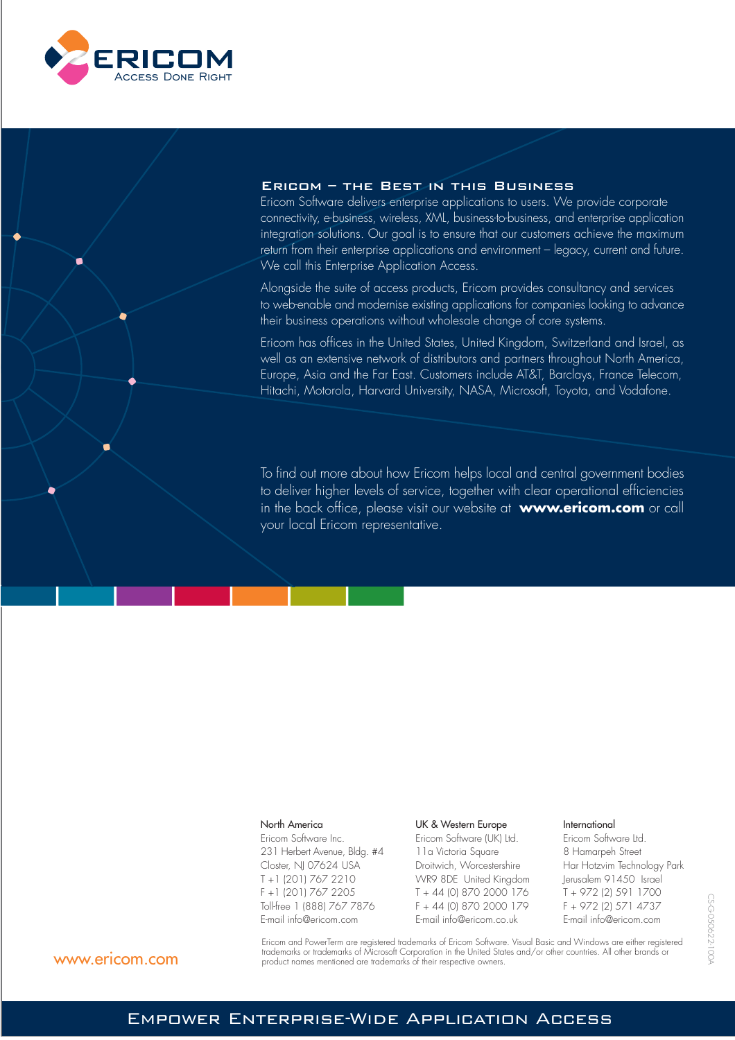ERICOM

ACCESS DONE RIGHT

## Ericom – the Best in this Business

Ericom Software delivers enterprise applications to users. We provide corporate connectivity, e-business, wireless, XML, business-to-business, and enterprise application integration solutions. Our goal is to ensure that our customers achieve the maximum return from their enterprise applications and environment – legacy, current and future. We call this Enterprise Application Access.

Alongside the suite of access products, Ericom provides consultancy and services to web-enable and modernise existing applications for companies looking to advance their business operations without wholesale change of core systems.

Ericom has offices in the United States, United Kingdom, Switzerland and Israel, as well as an extensive network of distributors and partners throughout North America, Europe, Asia and the Far East. Customers include AT&T, Barclays, France Telecom, Hitachi, Motorola, Harvard University, NASA, Microsoft, Toyota, and Vodafone.

To find out more about how Ericom helps local and central government bodies to deliver higher levels of service, together with clear operational efficiencies in the back office, please visit our website at **www.ericom.com** or call your local Ericom representative.

**North America**
Ericom Software Inc.
231 Herbert Avenue, Bldg. #4
Closter, NJ 07624 USA
T +1 (201) 767 2210
F +1 (201) 767 2205
Toll-free 1 (888) 767 7876
E-mail info@ericom.com

**UK & Western Europe**
Ericom Software (UK) Ltd.
11a Victoria Square
Droitwich, Worcestershire
WR9 8DE United Kingdom
T + 44 (0) 870 2000 176
F + 44 (0) 870 2000 179
E-mail info@ericom.co.uk

**International**
Ericom Software Ltd.
8 Hamarpeh Street
Har Hotzvim Technology Park
Jerusalem 91450 Israel
T + 972 (2) 591 1700
F + 972 (2) 571 4737
E-mail info@ericom.com

www.ericom.com

Ericom and PowerTerm are registered trademarks of Ericom Software. Visual Basic and Windows are either registered trademarks or trademarks of Microsoft Corporation in the United States and/or other countries. All other brands or product names mentioned are trademarks of their respective owners.

CS-G-050622-100A

EMPOWER ENTERPRISE-WIDE APPLICATION ACCESS